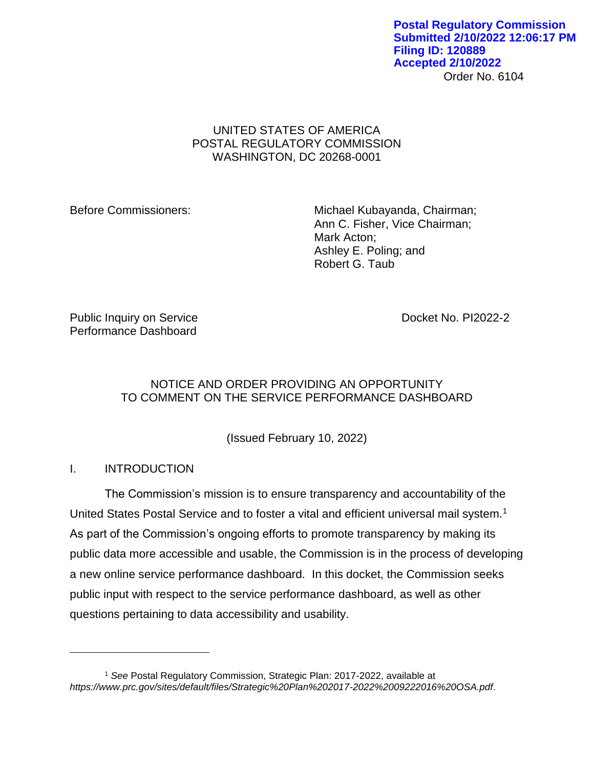Postal Regulatory Commission
Submitted 2/10/2022 12:06:17 PM
Filing ID: 120889
Accepted 2/10/2022

Order No. 6104

UNITED STATES OF AMERICA
POSTAL REGULATORY COMMISSION
WASHINGTON, DC 20268-0001

Before Commissioners:

Michael Kubayanda, Chairman;
Ann C. Fisher, Vice Chairman;
Mark Acton;
Ashley E. Poling; and
Robert G. Taub

Public Inquiry on Service Performance Dashboard

Docket No. PI2022-2

# NOTICE AND ORDER PROVIDING AN OPPORTUNITY TO COMMENT ON THE SERVICE PERFORMANCE DASHBOARD

(Issued February 10, 2022)

## I. INTRODUCTION

The Commission's mission is to ensure transparency and accountability of the United States Postal Service and to foster a vital and efficient universal mail system.[1] As part of the Commission's ongoing efforts to promote transparency by making its public data more accessible and usable, the Commission is in the process of developing a new online service performance dashboard. In this docket, the Commission seeks public input with respect to the service performance dashboard, as well as other questions pertaining to data accessibility and usability.

[1] *See* Postal Regulatory Commission, Strategic Plan: 2017-2022, available at *https://www.prc.gov/sites/default/files/Strategic%20Plan%202017-2022%2009222016%20OSA.pdf*.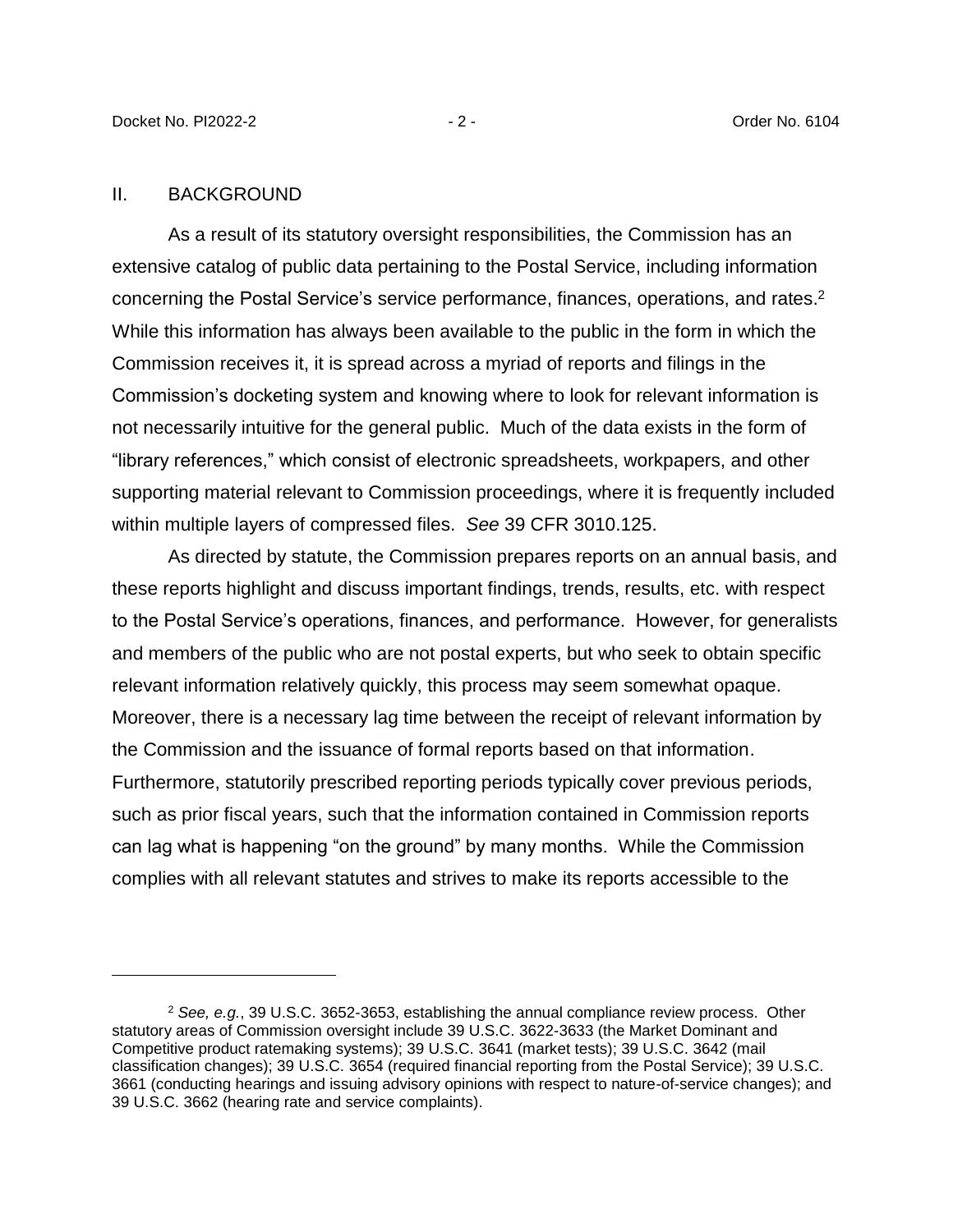## II. BACKGROUND

As a result of its statutory oversight responsibilities, the Commission has an extensive catalog of public data pertaining to the Postal Service, including information concerning the Postal Service's service performance, finances, operations, and rates.[2] While this information has always been available to the public in the form in which the Commission receives it, it is spread across a myriad of reports and filings in the Commission's docketing system and knowing where to look for relevant information is not necessarily intuitive for the general public. Much of the data exists in the form of "library references," which consist of electronic spreadsheets, workpapers, and other supporting material relevant to Commission proceedings, where it is frequently included within multiple layers of compressed files. *See* 39 CFR 3010.125.

As directed by statute, the Commission prepares reports on an annual basis, and these reports highlight and discuss important findings, trends, results, etc. with respect to the Postal Service's operations, finances, and performance. However, for generalists and members of the public who are not postal experts, but who seek to obtain specific relevant information relatively quickly, this process may seem somewhat opaque. Moreover, there is a necessary lag time between the receipt of relevant information by the Commission and the issuance of formal reports based on that information. Furthermore, statutorily prescribed reporting periods typically cover previous periods, such as prior fiscal years, such that the information contained in Commission reports can lag what is happening "on the ground" by many months. While the Commission complies with all relevant statutes and strives to make its reports accessible to the

---

[2] *See, e.g.*, 39 U.S.C. 3652-3653, establishing the annual compliance review process. Other statutory areas of Commission oversight include 39 U.S.C. 3622-3633 (the Market Dominant and Competitive product ratemaking systems); 39 U.S.C. 3641 (market tests); 39 U.S.C. 3642 (mail classification changes); 39 U.S.C. 3654 (required financial reporting from the Postal Service); 39 U.S.C. 3661 (conducting hearings and issuing advisory opinions with respect to nature-of-service changes); and 39 U.S.C. 3662 (hearing rate and service complaints).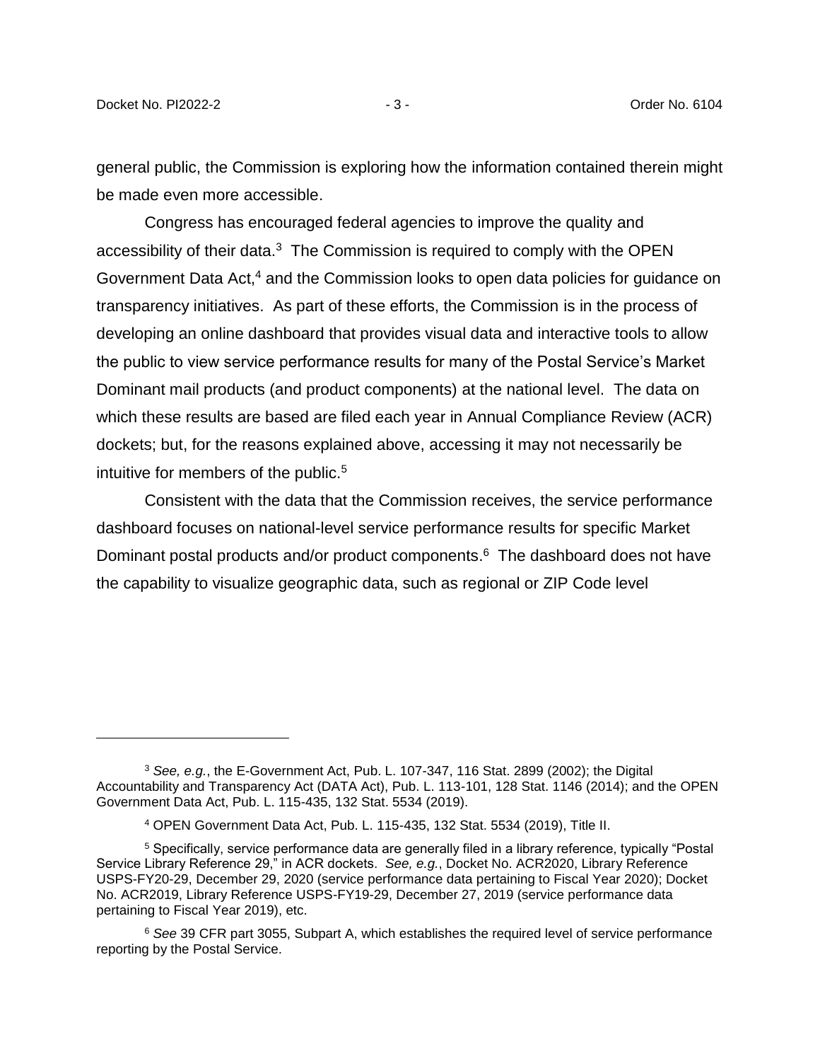general public, the Commission is exploring how the information contained therein might be made even more accessible.

Congress has encouraged federal agencies to improve the quality and accessibility of their data.[3] The Commission is required to comply with the OPEN Government Data Act,[4] and the Commission looks to open data policies for guidance on transparency initiatives. As part of these efforts, the Commission is in the process of developing an online dashboard that provides visual data and interactive tools to allow the public to view service performance results for many of the Postal Service's Market Dominant mail products (and product components) at the national level. The data on which these results are based are filed each year in Annual Compliance Review (ACR) dockets; but, for the reasons explained above, accessing it may not necessarily be intuitive for members of the public.[5]

Consistent with the data that the Commission receives, the service performance dashboard focuses on national-level service performance results for specific Market Dominant postal products and/or product components.[6] The dashboard does not have the capability to visualize geographic data, such as regional or ZIP Code level

---

[3] *See, e.g.*, the E-Government Act, Pub. L. 107-347, 116 Stat. 2899 (2002); the Digital Accountability and Transparency Act (DATA Act), Pub. L. 113-101, 128 Stat. 1146 (2014); and the OPEN Government Data Act, Pub. L. 115-435, 132 Stat. 5534 (2019).

[4] OPEN Government Data Act, Pub. L. 115-435, 132 Stat. 5534 (2019), Title II.

[5] Specifically, service performance data are generally filed in a library reference, typically "Postal Service Library Reference 29," in ACR dockets. *See, e.g.*, Docket No. ACR2020, Library Reference USPS-FY20-29, December 29, 2020 (service performance data pertaining to Fiscal Year 2020); Docket No. ACR2019, Library Reference USPS-FY19-29, December 27, 2019 (service performance data pertaining to Fiscal Year 2019), etc.

[6] *See* 39 CFR part 3055, Subpart A, which establishes the required level of service performance reporting by the Postal Service.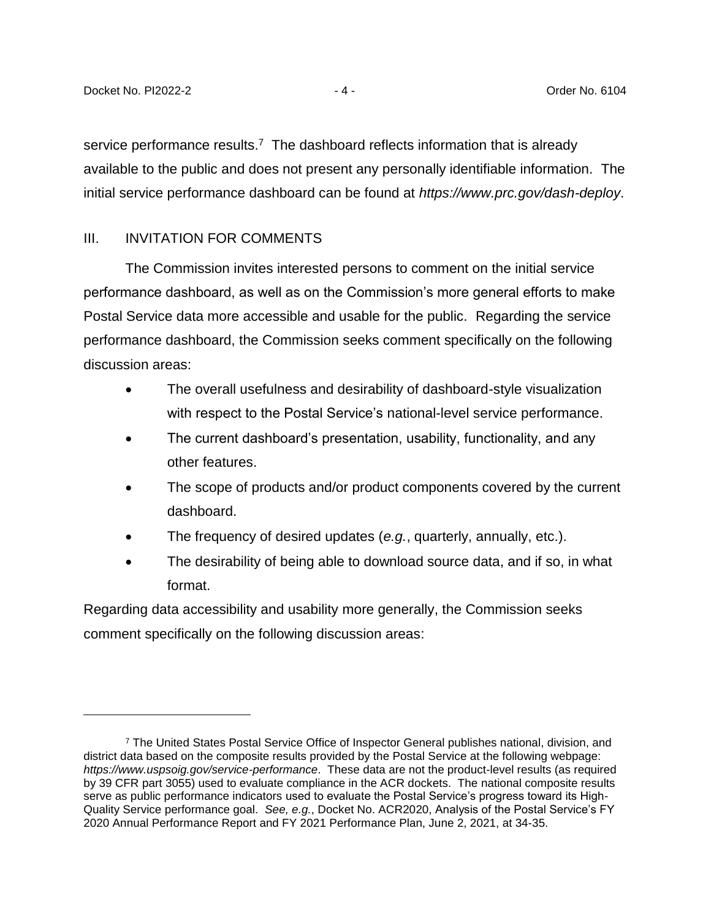service performance results.[7] The dashboard reflects information that is already available to the public and does not present any personally identifiable information. The initial service performance dashboard can be found at *https://www.prc.gov/dash-deploy*.

## III. INVITATION FOR COMMENTS

The Commission invites interested persons to comment on the initial service performance dashboard, as well as on the Commission's more general efforts to make Postal Service data more accessible and usable for the public. Regarding the service performance dashboard, the Commission seeks comment specifically on the following discussion areas:

- The overall usefulness and desirability of dashboard-style visualization with respect to the Postal Service's national-level service performance.
- The current dashboard's presentation, usability, functionality, and any other features.
- The scope of products and/or product components covered by the current dashboard.
- The frequency of desired updates (*e.g.*, quarterly, annually, etc.).
- The desirability of being able to download source data, and if so, in what format.

Regarding data accessibility and usability more generally, the Commission seeks comment specifically on the following discussion areas:

---

[7] The United States Postal Service Office of Inspector General publishes national, division, and district data based on the composite results provided by the Postal Service at the following webpage: *https://www.uspsoig.gov/service-performance*. These data are not the product-level results (as required by 39 CFR part 3055) used to evaluate compliance in the ACR dockets. The national composite results serve as public performance indicators used to evaluate the Postal Service's progress toward its High-Quality Service performance goal. *See, e.g.*, Docket No. ACR2020, Analysis of the Postal Service's FY 2020 Annual Performance Report and FY 2021 Performance Plan, June 2, 2021, at 34-35.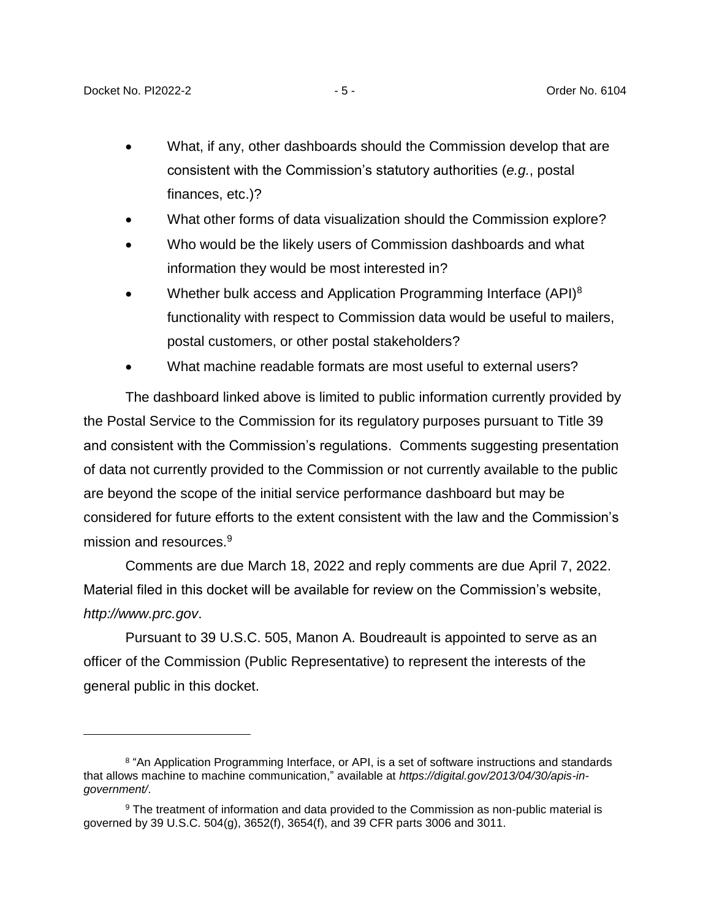- What, if any, other dashboards should the Commission develop that are consistent with the Commission's statutory authorities (*e.g.*, postal finances, etc.)?
- What other forms of data visualization should the Commission explore?
- Who would be the likely users of Commission dashboards and what information they would be most interested in?
- Whether bulk access and Application Programming Interface (API)[8] functionality with respect to Commission data would be useful to mailers, postal customers, or other postal stakeholders?
- What machine readable formats are most useful to external users?

The dashboard linked above is limited to public information currently provided by the Postal Service to the Commission for its regulatory purposes pursuant to Title 39 and consistent with the Commission's regulations. Comments suggesting presentation of data not currently provided to the Commission or not currently available to the public are beyond the scope of the initial service performance dashboard but may be considered for future efforts to the extent consistent with the law and the Commission's mission and resources.[9]

Comments are due March 18, 2022 and reply comments are due April 7, 2022. Material filed in this docket will be available for review on the Commission's website, *http://www.prc.gov*.

Pursuant to 39 U.S.C. 505, Manon A. Boudreault is appointed to serve as an officer of the Commission (Public Representative) to represent the interests of the general public in this docket.

---

[8] "An Application Programming Interface, or API, is a set of software instructions and standards that allows machine to machine communication," available at *https://digital.gov/2013/04/30/apis-in-government/*.

[9] The treatment of information and data provided to the Commission as non-public material is governed by 39 U.S.C. 504(g), 3652(f), 3654(f), and 39 CFR parts 3006 and 3011.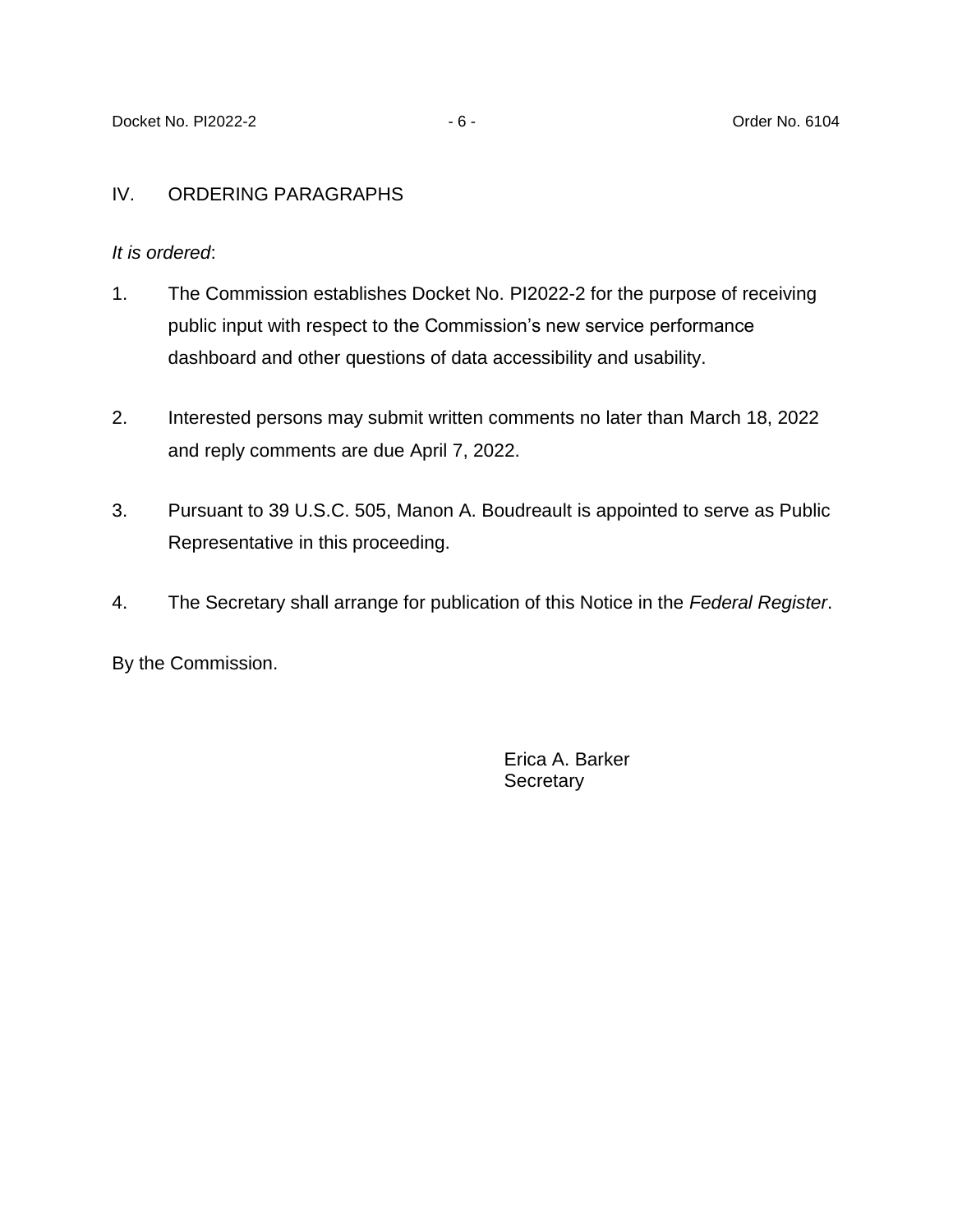## IV. ORDERING PARAGRAPHS

*It is ordered*:

1. The Commission establishes Docket No. PI2022-2 for the purpose of receiving public input with respect to the Commission's new service performance dashboard and other questions of data accessibility and usability.

2. Interested persons may submit written comments no later than March 18, 2022 and reply comments are due April 7, 2022.

3. Pursuant to 39 U.S.C. 505, Manon A. Boudreault is appointed to serve as Public Representative in this proceeding.

4. The Secretary shall arrange for publication of this Notice in the *Federal Register*.

By the Commission.

Erica A. Barker
Secretary